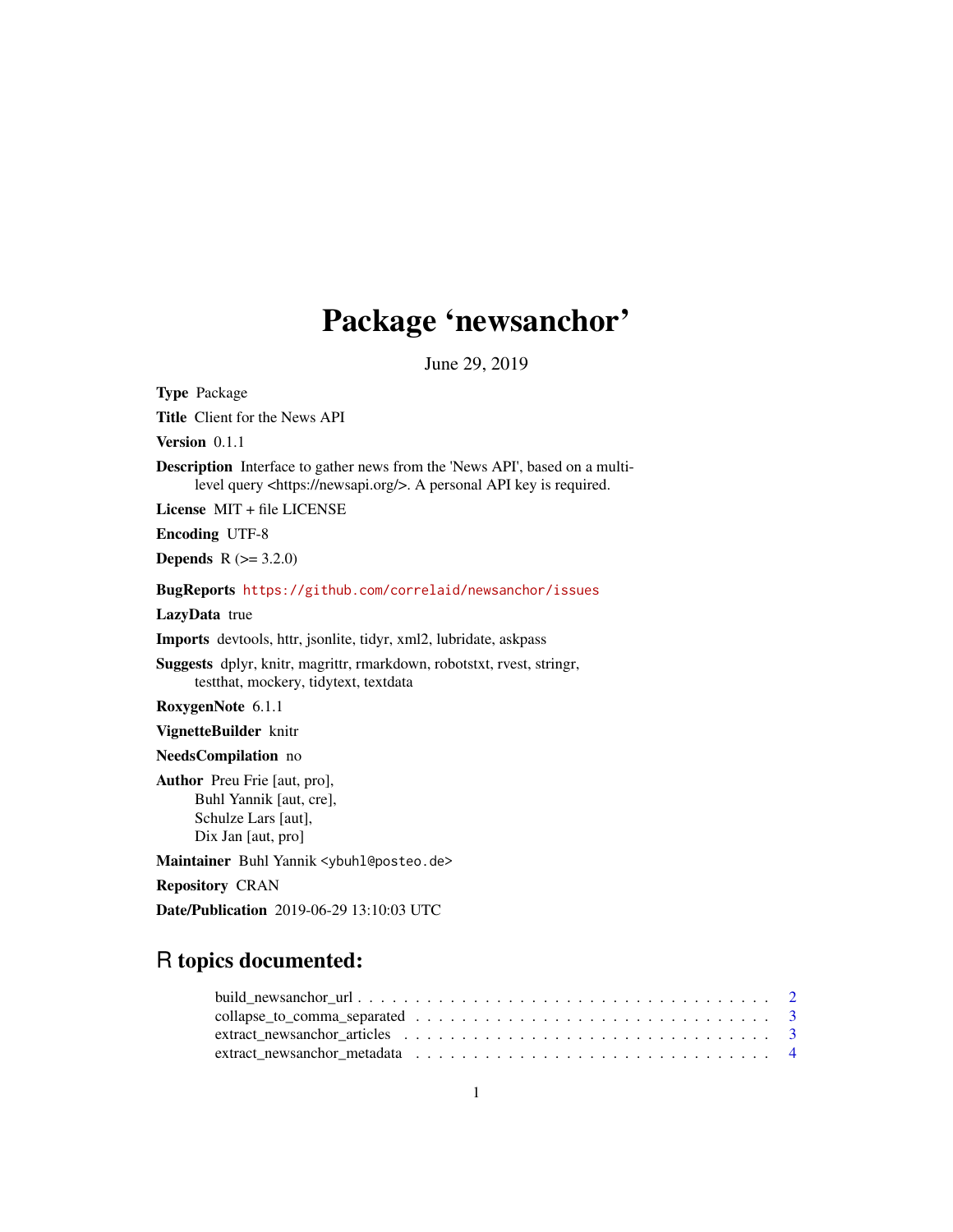# Package 'newsanchor'

June 29, 2019

**Type** Package

**Title** Client for the News API

**Version** 0.1.1

**Description** Interface to gather news from the 'News API', based on a multi-level query <https://newsapi.org/>. A personal API key is required.

**License** MIT + file LICENSE

**Encoding** UTF-8

**Depends** R (>= 3.2.0)

**BugReports** https://github.com/correlaid/newsanchor/issues

**LazyData** true

**Imports** devtools, httr, jsonlite, tidyr, xml2, lubridate, askpass

**Suggests** dplyr, knitr, magrittr, rmarkdown, robotstxt, rvest, stringr, testthat, mockery, tidytext, textdata

**RoxygenNote** 6.1.1

**VignetteBuilder** knitr

**NeedsCompilation** no

**Author** Preu Frie [aut, pro],
Buhl Yannik [aut, cre],
Schulze Lars [aut],
Dix Jan [aut, pro]

**Maintainer** Buhl Yannik <ybuhl@posteo.de>

**Repository** CRAN

**Date/Publication** 2019-06-29 13:10:03 UTC

## R topics documented:

- build_newsanchor_url . . . . . . . . . . . . . . . . . . . . . . . . . . . . . . . . . . 2
- collapse_to_comma_separated . . . . . . . . . . . . . . . . . . . . . . . . . . . . . 3
- extract_newsanchor_articles . . . . . . . . . . . . . . . . . . . . . . . . . . . . . . 3
- extract_newsanchor_metadata . . . . . . . . . . . . . . . . . . . . . . . . . . . . . 4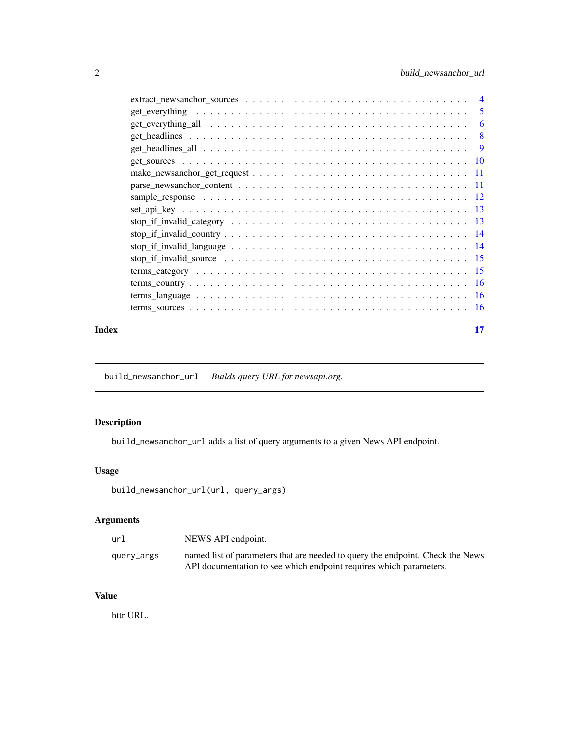| | |
|---|---|
| extract_newsanchor_sources | 4 |
| get_everything | 5 |
| get_everything_all | 6 |
| get_headlines | 8 |
| get_headlines_all | 9 |
| get_sources | 10 |
| make_newsanchor_get_request | 11 |
| parse_newsanchor_content | 11 |
| sample_response | 12 |
| set_api_key | 13 |
| stop_if_invalid_category | 13 |
| stop_if_invalid_country | 14 |
| stop_if_invalid_language | 14 |
| stop_if_invalid_source | 15 |
| terms_category | 15 |
| terms_country | 16 |
| terms_language | 16 |
| terms_sources | 16 |

**Index** **17**

---

## build_newsanchor_url *Builds query URL for newsapi.org.*

---

### Description

`build_newsanchor_url` adds a list of query arguments to a given News API endpoint.

### Usage

```
build_newsanchor_url(url, query_args)
```

### Arguments

| | |
|---|---|
| `url` | NEWS API endpoint. |
| `query_args` | named list of parameters that are needed to query the endpoint. Check the News API documentation to see which endpoint requires which parameters. |

### Value

httr URL.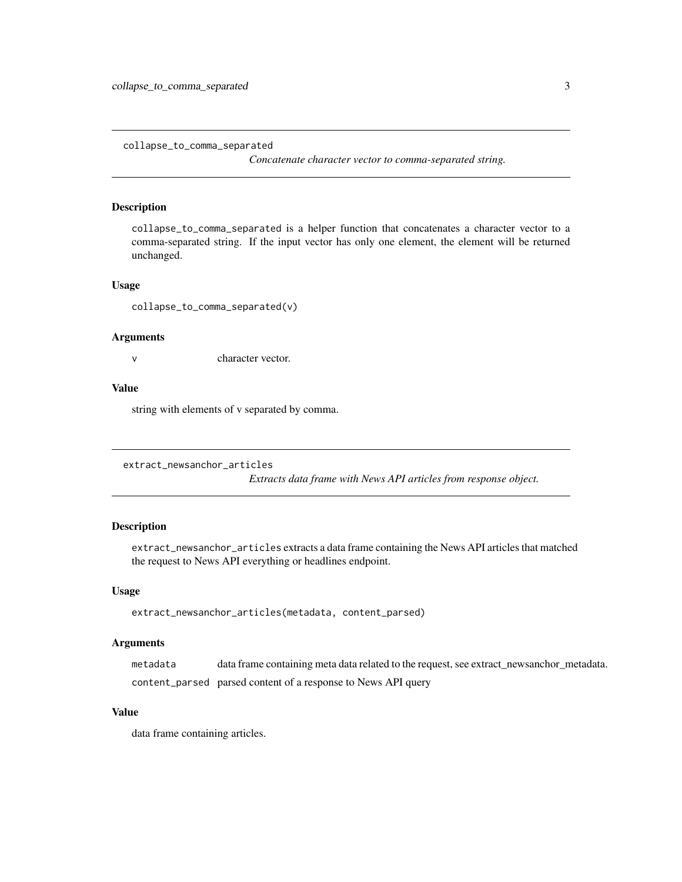## collapse_to_comma_separated

*Concatenate character vector to comma-separated string.*

### Description

`collapse_to_comma_separated` is a helper function that concatenates a character vector to a comma-separated string. If the input vector has only one element, the element will be returned unchanged.

### Usage

```
collapse_to_comma_separated(v)
```

### Arguments

| | |
|---|---|
| `v` | character vector. |

### Value

string with elements of v separated by comma.

## extract_newsanchor_articles

*Extracts data frame with News API articles from response object.*

### Description

`extract_newsanchor_articles` extracts a data frame containing the News API articles that matched the request to News API everything or headlines endpoint.

### Usage

```
extract_newsanchor_articles(metadata, content_parsed)
```

### Arguments

| | |
|---|---|
| `metadata` | data frame containing meta data related to the request, see extract_newsanchor_metadata. |
| `content_parsed` | parsed content of a response to News API query |

### Value

data frame containing articles.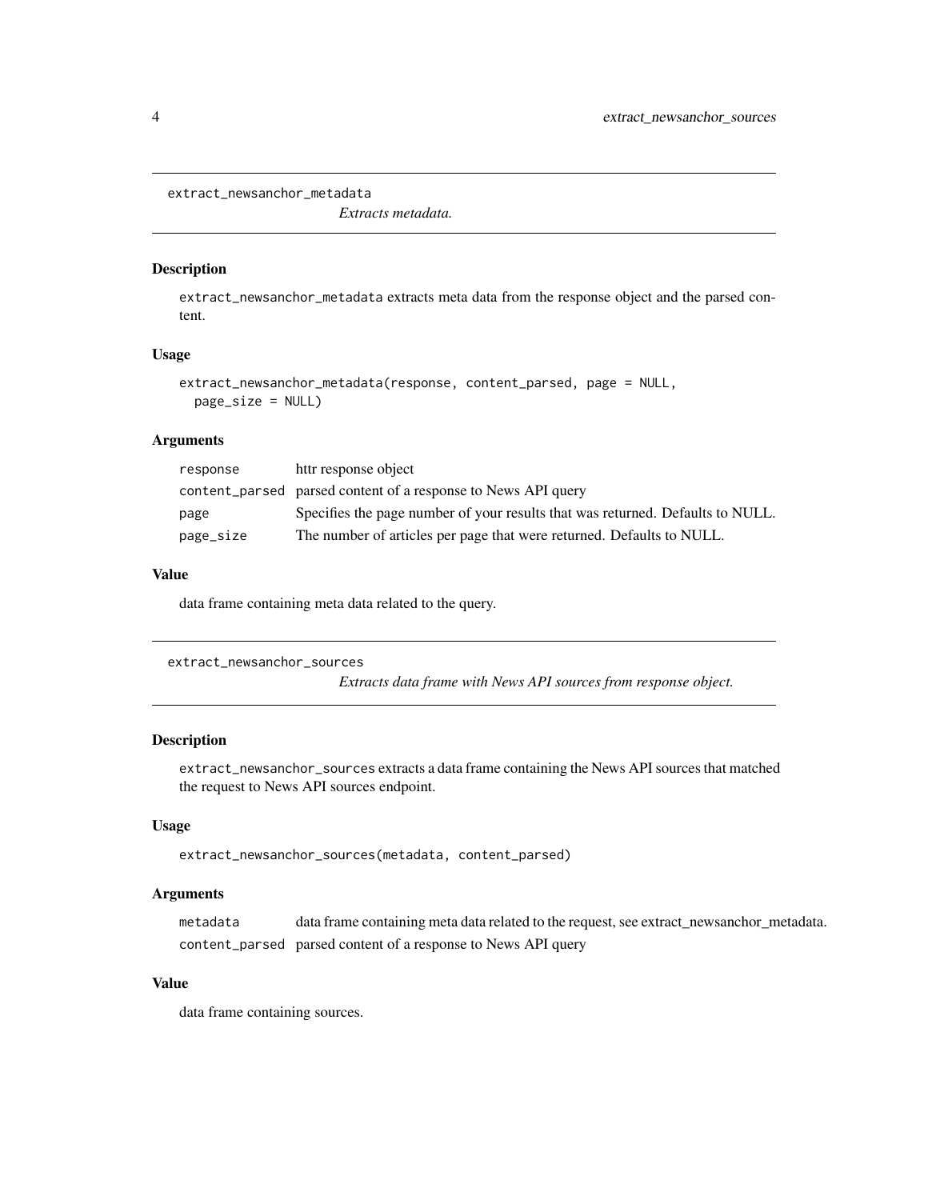## extract_newsanchor_metadata

*Extracts metadata.*

### Description

extract_newsanchor_metadata extracts meta data from the response object and the parsed content.

### Usage

```
extract_newsanchor_metadata(response, content_parsed, page = NULL,
  page_size = NULL)
```

### Arguments

| | |
|---|---|
| response | httr response object |
| content_parsed | parsed content of a response to News API query |
| page | Specifies the page number of your results that was returned. Defaults to NULL. |
| page_size | The number of articles per page that were returned. Defaults to NULL. |

### Value

data frame containing meta data related to the query.

## extract_newsanchor_sources

*Extracts data frame with News API sources from response object.*

### Description

extract_newsanchor_sources extracts a data frame containing the News API sources that matched the request to News API sources endpoint.

### Usage

```
extract_newsanchor_sources(metadata, content_parsed)
```

### Arguments

| | |
|---|---|
| metadata | data frame containing meta data related to the request, see extract_newsanchor_metadata. |
| content_parsed | parsed content of a response to News API query |

### Value

data frame containing sources.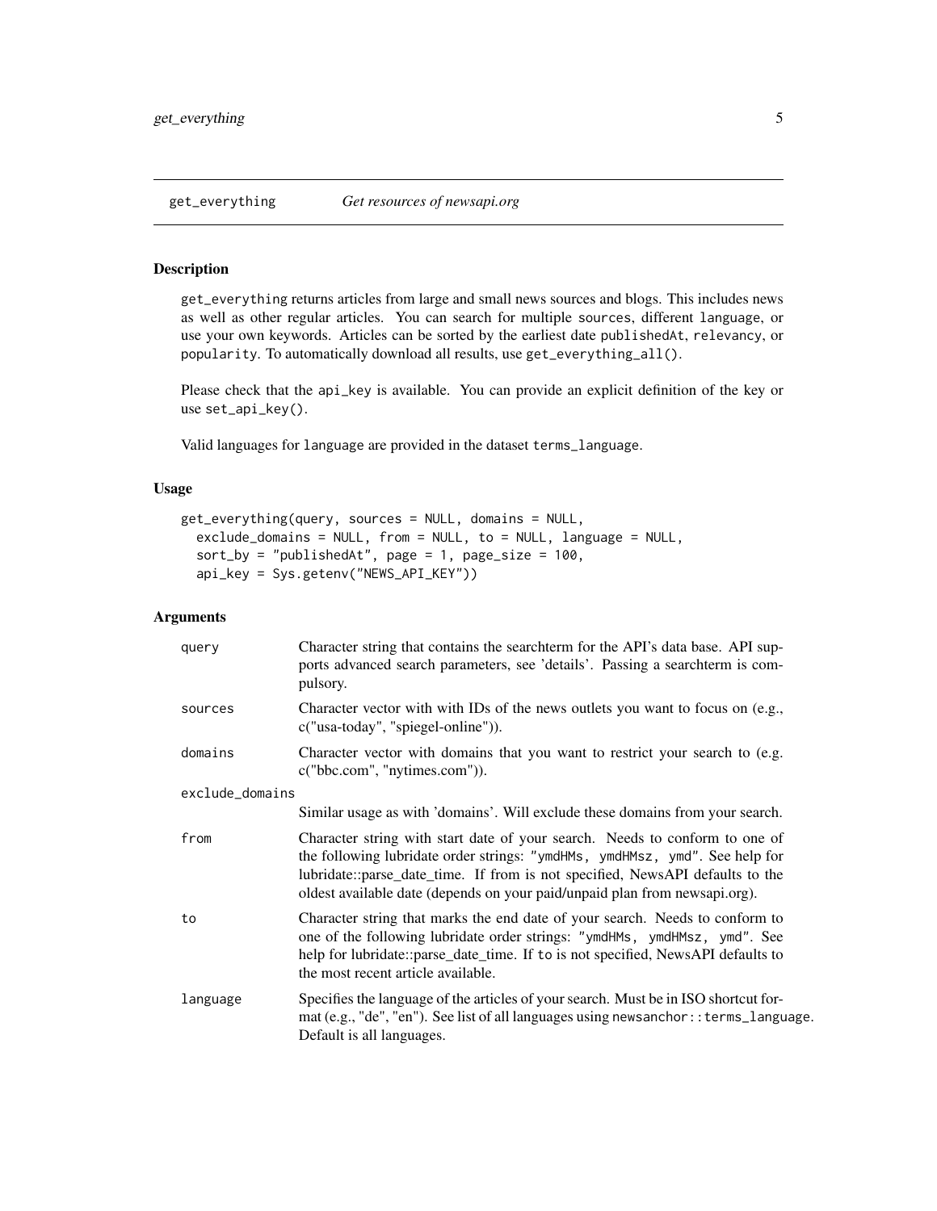## get_everything — *Get resources of newsapi.org*

### Description

`get_everything` returns articles from large and small news sources and blogs. This includes news as well as other regular articles. You can search for multiple `sources`, different `language`, or use your own keywords. Articles can be sorted by the earliest date `publishedAt`, `relevancy`, or `popularity`. To automatically download all results, use `get_everything_all()`.

Please check that the `api_key` is available. You can provide an explicit definition of the key or use `set_api_key()`.

Valid languages for `language` are provided in the dataset `terms_language`.

### Usage

```
get_everything(query, sources = NULL, domains = NULL,
  exclude_domains = NULL, from = NULL, to = NULL, language = NULL,
  sort_by = "publishedAt", page = 1, page_size = 100,
  api_key = Sys.getenv("NEWS_API_KEY"))
```

### Arguments

| Argument | Description |
|---|---|
| `query` | Character string that contains the searchterm for the API's data base. API supports advanced search parameters, see 'details'. Passing a searchterm is compulsory. |
| `sources` | Character vector with with IDs of the news outlets you want to focus on (e.g., c("usa-today", "spiegel-online")). |
| `domains` | Character vector with domains that you want to restrict your search to (e.g. c("bbc.com", "nytimes.com")). |
| `exclude_domains` | Similar usage as with 'domains'. Will exclude these domains from your search. |
| `from` | Character string with start date of your search. Needs to conform to one of the following lubridate order strings: `"ymdHMs, ymdHMsz, ymd"`. See help for lubridate::parse_date_time. If from is not specified, NewsAPI defaults to the oldest available date (depends on your paid/unpaid plan from newsapi.org). |
| `to` | Character string that marks the end date of your search. Needs to conform to one of the following lubridate order strings: `"ymdHMs, ymdHMsz, ymd"`. See help for lubridate::parse_date_time. If `to` is not specified, NewsAPI defaults to the most recent article available. |
| `language` | Specifies the language of the articles of your search. Must be in ISO shortcut format (e.g., "de", "en"). See list of all languages using `newsanchor::terms_language`. Default is all languages. |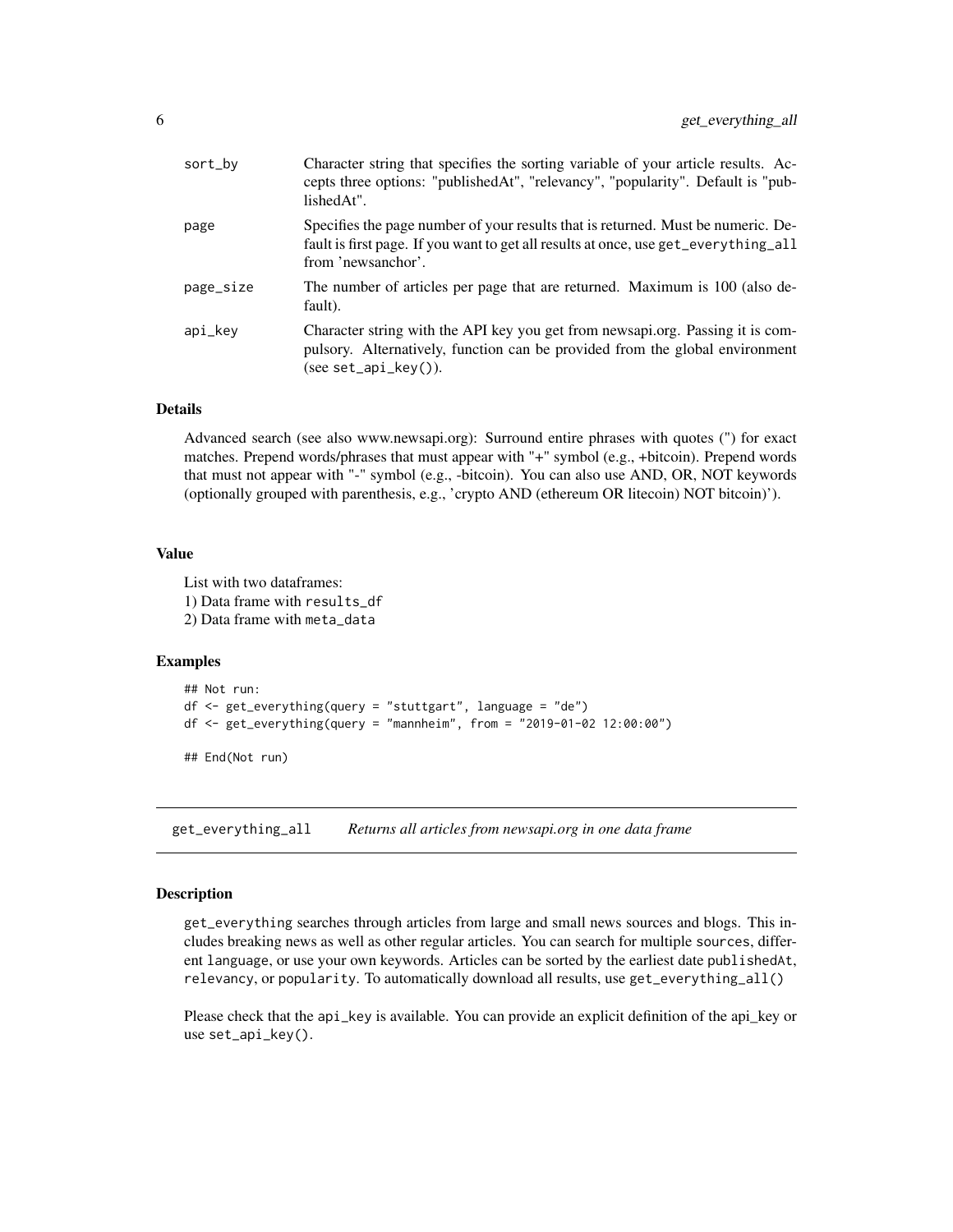| | |
|---|---|
| sort_by | Character string that specifies the sorting variable of your article results. Accepts three options: "publishedAt", "relevancy", "popularity". Default is "publishedAt". |
| page | Specifies the page number of your results that is returned. Must be numeric. Default is first page. If you want to get all results at once, use `get_everything_all` from 'newsanchor'. |
| page_size | The number of articles per page that are returned. Maximum is 100 (also default). |
| api_key | Character string with the API key you get from newsapi.org. Passing it is compulsory. Alternatively, function can be provided from the global environment (see `set_api_key()`). |

### Details

Advanced search (see also www.newsapi.org): Surround entire phrases with quotes (") for exact matches. Prepend words/phrases that must appear with "+" symbol (e.g., +bitcoin). Prepend words that must not appear with "-" symbol (e.g., -bitcoin). You can also use AND, OR, NOT keywords (optionally grouped with parenthesis, e.g., 'crypto AND (ethereum OR litecoin) NOT bitcoin)').

### Value

List with two dataframes:
1) Data frame with `results_df`
2) Data frame with `meta_data`

### Examples

```
## Not run:
df <- get_everything(query = "stuttgart", language = "de")
df <- get_everything(query = "mannheim", from = "2019-01-02 12:00:00")

## End(Not run)
```

## get_everything_all — *Returns all articles from newsapi.org in one data frame*

### Description

`get_everything` searches through articles from large and small news sources and blogs. This includes breaking news as well as other regular articles. You can search for multiple `sources`, different `language`, or use your own keywords. Articles can be sorted by the earliest date `publishedAt`, `relevancy`, or `popularity`. To automatically download all results, use `get_everything_all()`

Please check that the `api_key` is available. You can provide an explicit definition of the api_key or use `set_api_key()`.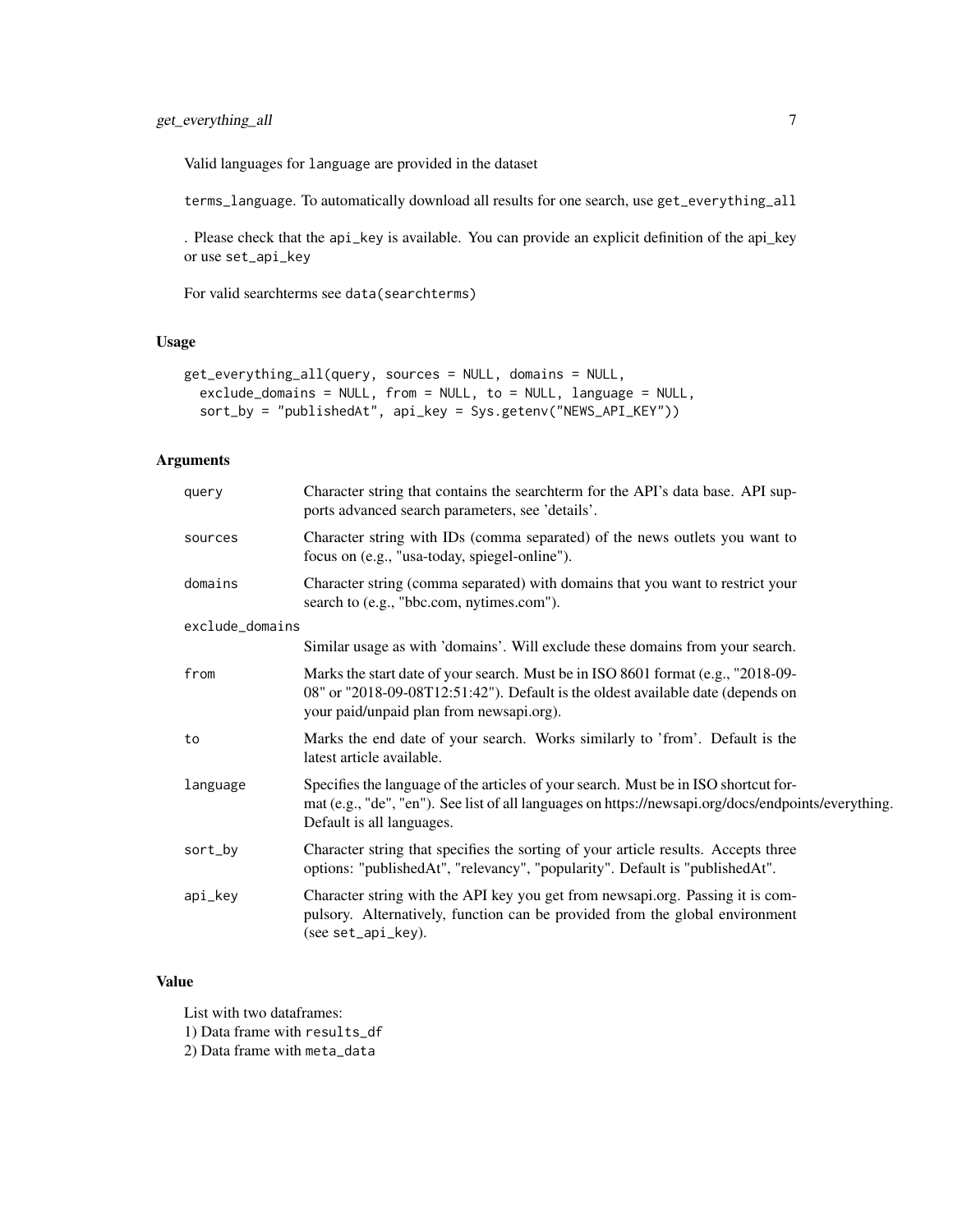Valid languages for language are provided in the dataset

terms_language. To automatically download all results for one search, use get_everything_all

. Please check that the api_key is available. You can provide an explicit definition of the api_key or use set_api_key

For valid searchterms see data(searchterms)

## Usage

```
get_everything_all(query, sources = NULL, domains = NULL,
  exclude_domains = NULL, from = NULL, to = NULL, language = NULL,
  sort_by = "publishedAt", api_key = Sys.getenv("NEWS_API_KEY"))
```

## Arguments

| | |
|---|---|
| query | Character string that contains the searchterm for the API's data base. API supports advanced search parameters, see 'details'. |
| sources | Character string with IDs (comma separated) of the news outlets you want to focus on (e.g., "usa-today, spiegel-online"). |
| domains | Character string (comma separated) with domains that you want to restrict your search to (e.g., "bbc.com, nytimes.com"). |
| exclude_domains | Similar usage as with 'domains'. Will exclude these domains from your search. |
| from | Marks the start date of your search. Must be in ISO 8601 format (e.g., "2018-09-08" or "2018-09-08T12:51:42"). Default is the oldest available date (depends on your paid/unpaid plan from newsapi.org). |
| to | Marks the end date of your search. Works similarly to 'from'. Default is the latest article available. |
| language | Specifies the language of the articles of your search. Must be in ISO shortcut format (e.g., "de", "en"). See list of all languages on https://newsapi.org/docs/endpoints/everything. Default is all languages. |
| sort_by | Character string that specifies the sorting of your article results. Accepts three options: "publishedAt", "relevancy", "popularity". Default is "publishedAt". |
| api_key | Character string with the API key you get from newsapi.org. Passing it is compulsory. Alternatively, function can be provided from the global environment (see set_api_key). |

## Value

List with two dataframes:
1) Data frame with results_df
2) Data frame with meta_data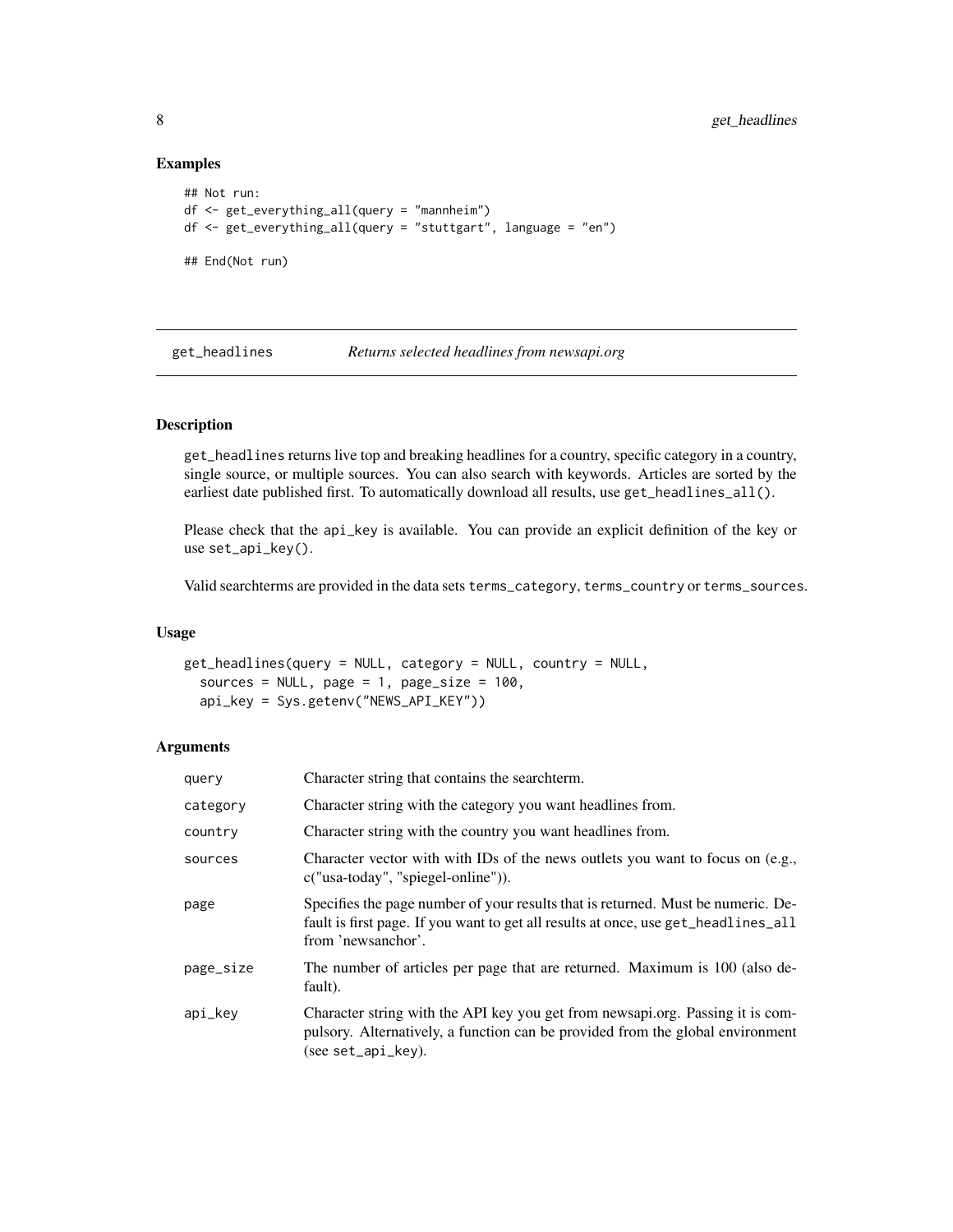### Examples

```
## Not run:
df <- get_everything_all(query = "mannheim")
df <- get_everything_all(query = "stuttgart", language = "en")

## End(Not run)
```

---

## get_headlines *Returns selected headlines from newsapi.org*

---

### Description

get_headlines returns live top and breaking headlines for a country, specific category in a country, single source, or multiple sources. You can also search with keywords. Articles are sorted by the earliest date published first. To automatically download all results, use get_headlines_all().

Please check that the api_key is available. You can provide an explicit definition of the key or use set_api_key().

Valid searchterms are provided in the data sets terms_category, terms_country or terms_sources.

### Usage

```
get_headlines(query = NULL, category = NULL, country = NULL,
  sources = NULL, page = 1, page_size = 100,
  api_key = Sys.getenv("NEWS_API_KEY"))
```

### Arguments

| | |
|---|---|
| query | Character string that contains the searchterm. |
| category | Character string with the category you want headlines from. |
| country | Character string with the country you want headlines from. |
| sources | Character vector with with IDs of the news outlets you want to focus on (e.g., c("usa-today", "spiegel-online")). |
| page | Specifies the page number of your results that is returned. Must be numeric. Default is first page. If you want to get all results at once, use get_headlines_all from 'newsanchor'. |
| page_size | The number of articles per page that are returned. Maximum is 100 (also default). |
| api_key | Character string with the API key you get from newsapi.org. Passing it is compulsory. Alternatively, a function can be provided from the global environment (see set_api_key). |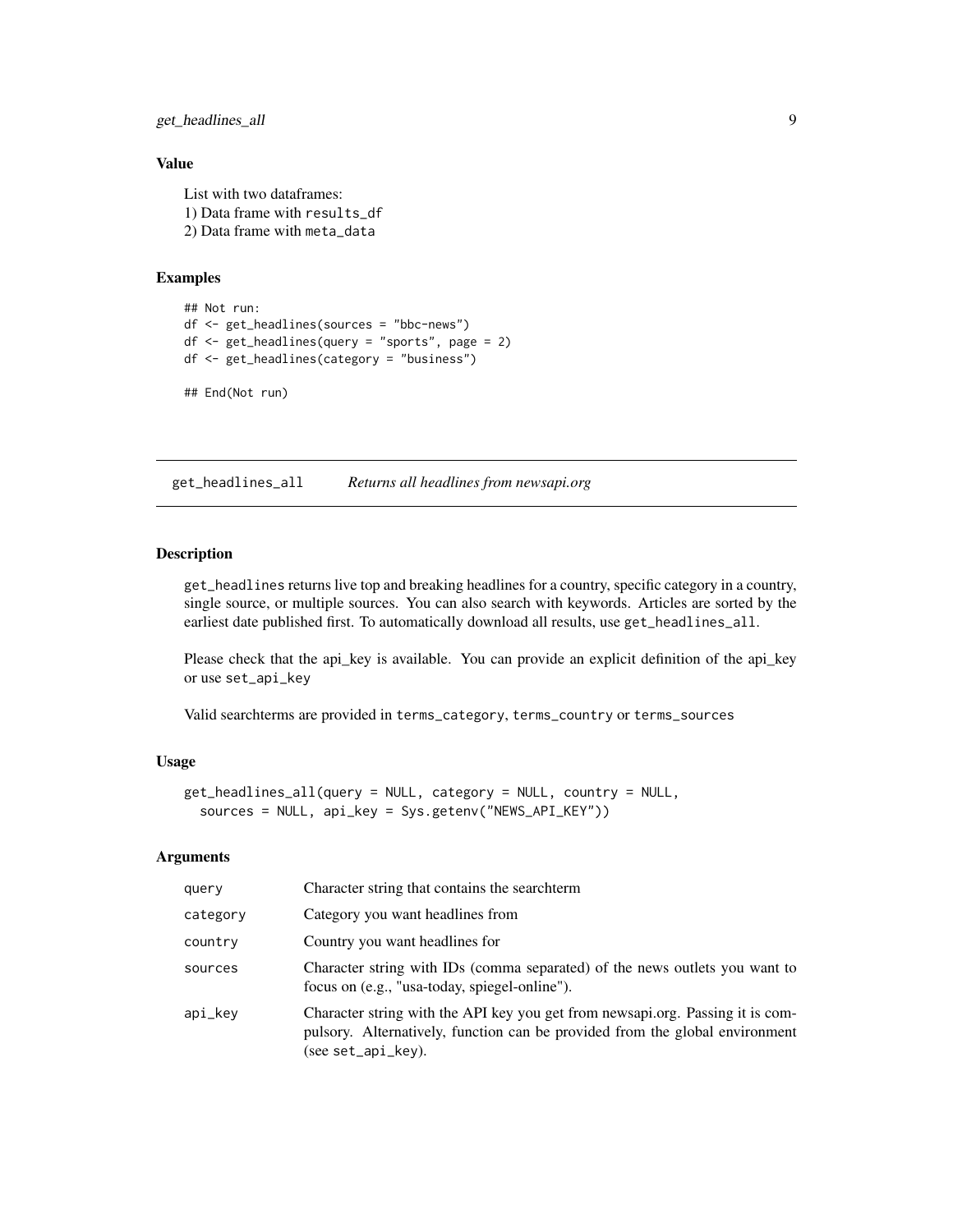### Value

List with two dataframes:
1) Data frame with `results_df`
2) Data frame with `meta_data`

### Examples

```
## Not run:
df <- get_headlines(sources = "bbc-news")
df <- get_headlines(query = "sports", page = 2)
df <- get_headlines(category = "business")

## End(Not run)
```

---

## `get_headlines_all` *Returns all headlines from newsapi.org*

---

### Description

`get_headlines` returns live top and breaking headlines for a country, specific category in a country, single source, or multiple sources. You can also search with keywords. Articles are sorted by the earliest date published first. To automatically download all results, use `get_headlines_all`.

Please check that the api_key is available. You can provide an explicit definition of the api_key or use `set_api_key`

Valid searchterms are provided in `terms_category`, `terms_country` or `terms_sources`

### Usage

```
get_headlines_all(query = NULL, category = NULL, country = NULL,
  sources = NULL, api_key = Sys.getenv("NEWS_API_KEY"))
```

### Arguments

| | |
|---|---|
| `query` | Character string that contains the searchterm |
| `category` | Category you want headlines from |
| `country` | Country you want headlines for |
| `sources` | Character string with IDs (comma separated) of the news outlets you want to focus on (e.g., "usa-today, spiegel-online"). |
| `api_key` | Character string with the API key you get from newsapi.org. Passing it is compulsory. Alternatively, function can be provided from the global environment (see `set_api_key`). |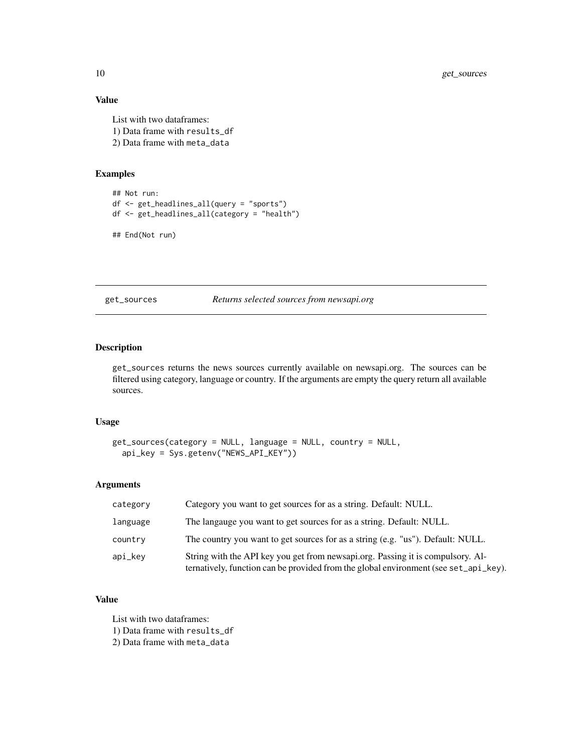### Value

List with two dataframes:
1) Data frame with `results_df`
2) Data frame with `meta_data`

### Examples

```
## Not run:
df <- get_headlines_all(query = "sports")
df <- get_headlines_all(category = "health")

## End(Not run)
```

---

## get_sources — *Returns selected sources from newsapi.org*

### Description

`get_sources` returns the news sources currently available on newsapi.org. The sources can be filtered using category, language or country. If the arguments are empty the query return all available sources.

### Usage

```
get_sources(category = NULL, language = NULL, country = NULL,
  api_key = Sys.getenv("NEWS_API_KEY"))
```

### Arguments

| | |
|---|---|
| `category` | Category you want to get sources for as a string. Default: NULL. |
| `language` | The langauge you want to get sources for as a string. Default: NULL. |
| `country` | The country you want to get sources for as a string (e.g. "us"). Default: NULL. |
| `api_key` | String with the API key you get from newsapi.org. Passing it is compulsory. Alternatively, function can be provided from the global environment (see `set_api_key`). |

### Value

List with two dataframes:
1) Data frame with `results_df`
2) Data frame with `meta_data`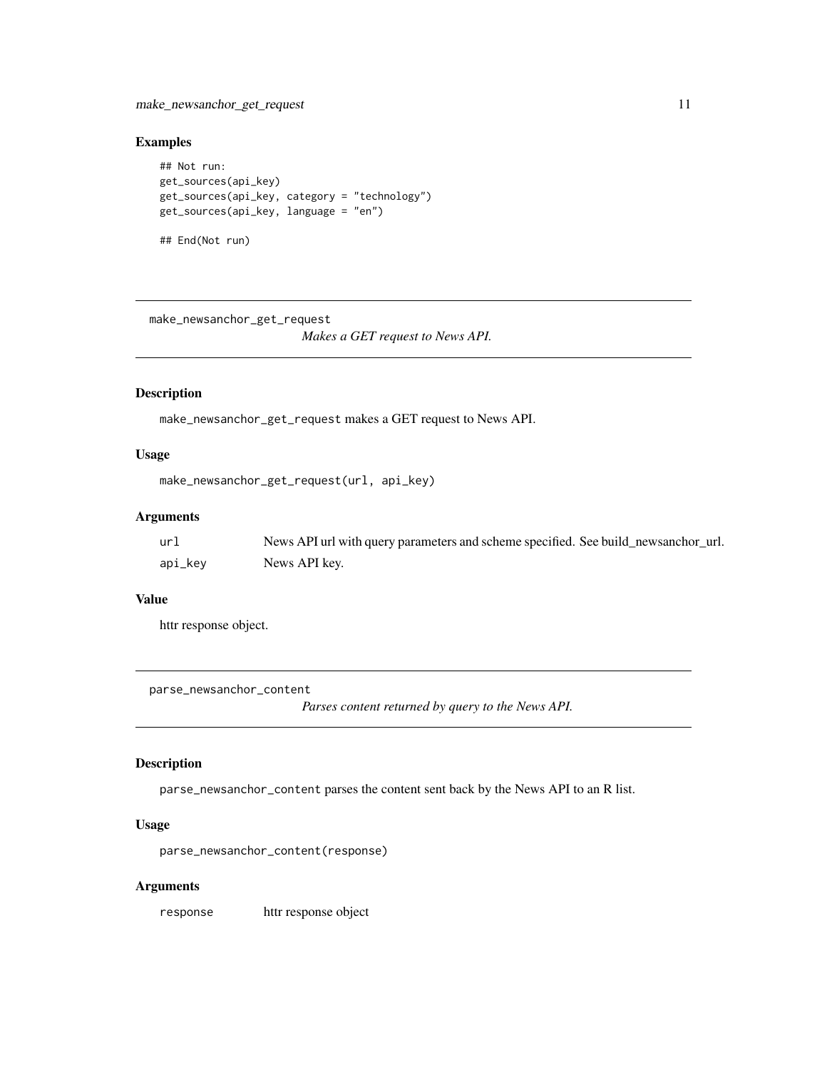## Examples

```
## Not run:
get_sources(api_key)
get_sources(api_key, category = "technology")
get_sources(api_key, language = "en")

## End(Not run)
```

---

`make_newsanchor_get_request` *Makes a GET request to News API.*

---

### Description

`make_newsanchor_get_request` makes a GET request to News API.

### Usage

```
make_newsanchor_get_request(url, api_key)
```

### Arguments

| | |
|---|---|
| `url` | News API url with query parameters and scheme specified. See build_newsanchor_url. |
| `api_key` | News API key. |

### Value

httr response object.

---

`parse_newsanchor_content` *Parses content returned by query to the News API.*

---

### Description

`parse_newsanchor_content` parses the content sent back by the News API to an R list.

### Usage

```
parse_newsanchor_content(response)
```

### Arguments

| | |
|---|---|
| `response` | httr response object |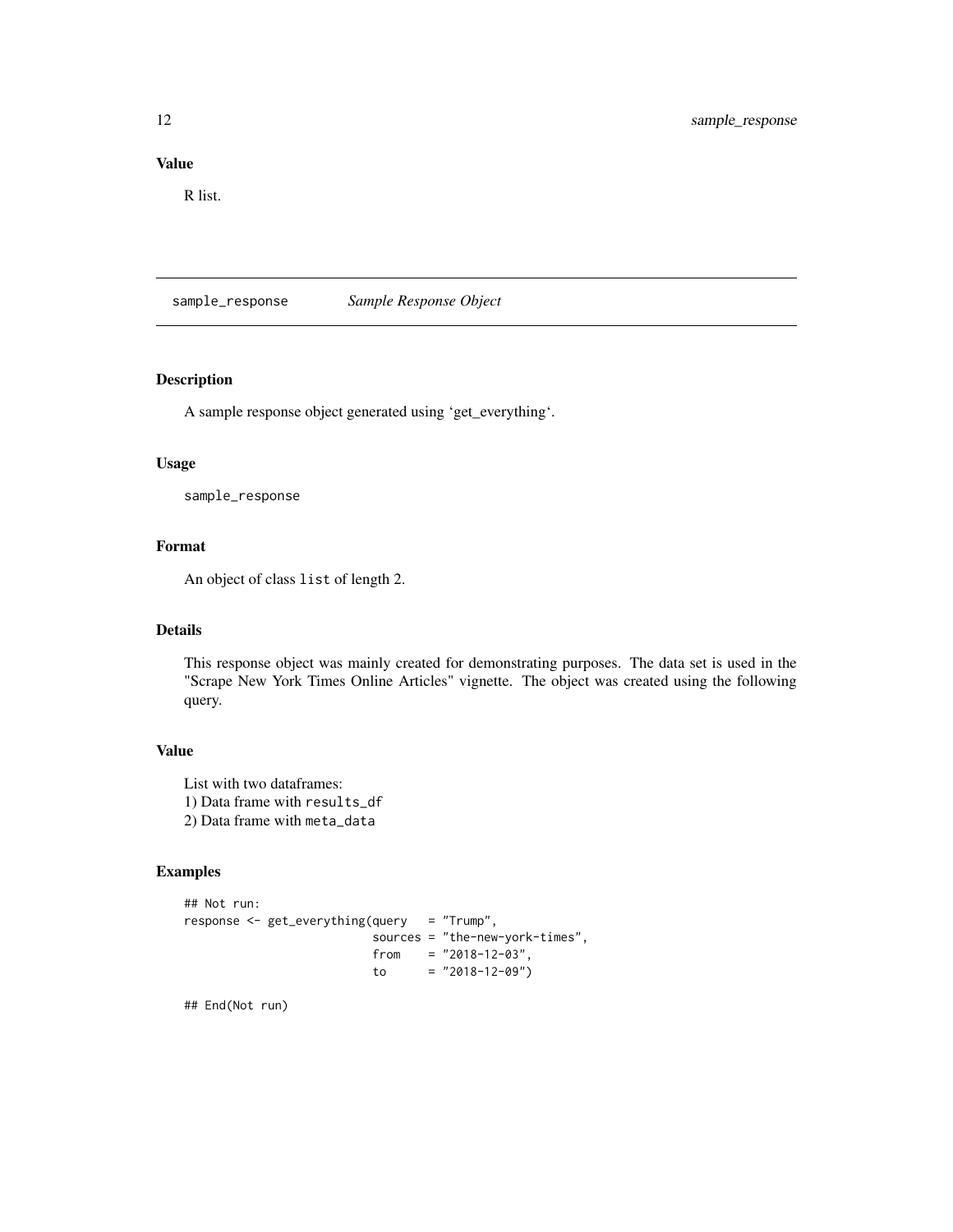## Value

R list.

---

`sample_response` *Sample Response Object*

---

## Description

A sample response object generated using ‘get_everything‘.

## Usage

```
sample_response
```

## Format

An object of class `list` of length 2.

## Details

This response object was mainly created for demonstrating purposes. The data set is used in the "Scrape New York Times Online Articles" vignette. The object was created using the following query.

## Value

List with two dataframes:
1) Data frame with `results_df`
2) Data frame with `meta_data`

## Examples

```
## Not run:
response <- get_everything(query   = "Trump",
                           sources = "the-new-york-times",
                           from    = "2018-12-03",
                           to      = "2018-12-09")

## End(Not run)
```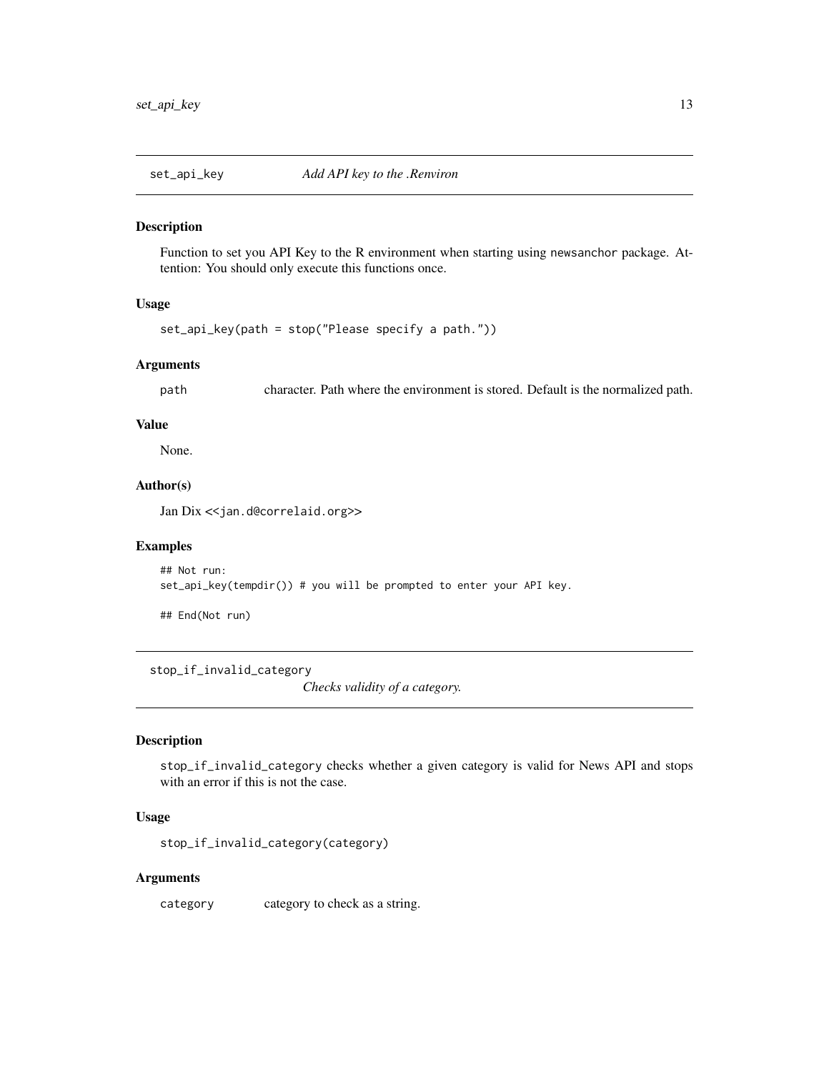## set_api_key — *Add API key to the .Renviron*

### Description

Function to set you API Key to the R environment when starting using newsanchor package. Attention: You should only execute this functions once.

### Usage

```
set_api_key(path = stop("Please specify a path."))
```

### Arguments

| | |
|---|---|
| path | character. Path where the environment is stored. Default is the normalized path. |

### Value

None.

### Author(s)

Jan Dix <<jan.d@correlaid.org>>

### Examples

```
## Not run:
set_api_key(tempdir()) # you will be prompted to enter your API key.

## End(Not run)
```

## stop_if_invalid_category — *Checks validity of a category.*

### Description

stop_if_invalid_category checks whether a given category is valid for News API and stops with an error if this is not the case.

### Usage

```
stop_if_invalid_category(category)
```

### Arguments

| | |
|---|---|
| category | category to check as a string. |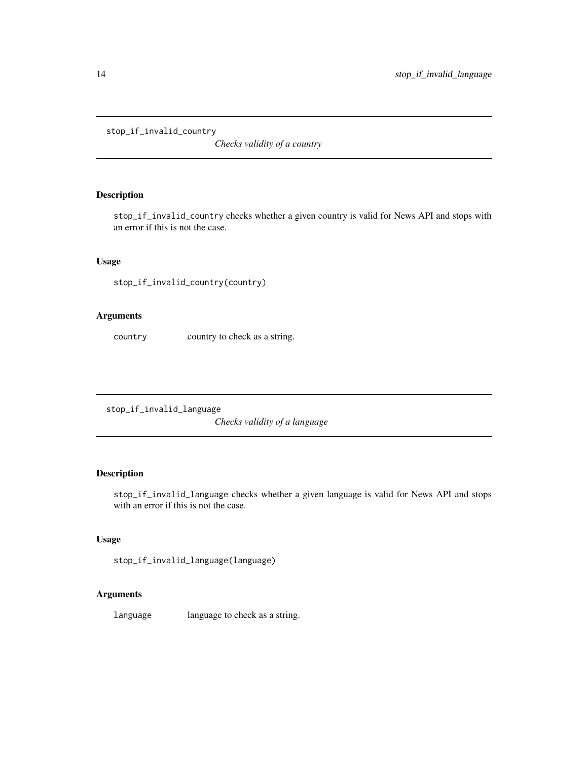## stop_if_invalid_country

*Checks validity of a country*

### Description

stop_if_invalid_country checks whether a given country is valid for News API and stops with an error if this is not the case.

### Usage

```
stop_if_invalid_country(country)
```

### Arguments

| | |
|---|---|
| country | country to check as a string. |

## stop_if_invalid_language

*Checks validity of a language*

### Description

stop_if_invalid_language checks whether a given language is valid for News API and stops with an error if this is not the case.

### Usage

```
stop_if_invalid_language(language)
```

### Arguments

| | |
|---|---|
| language | language to check as a string. |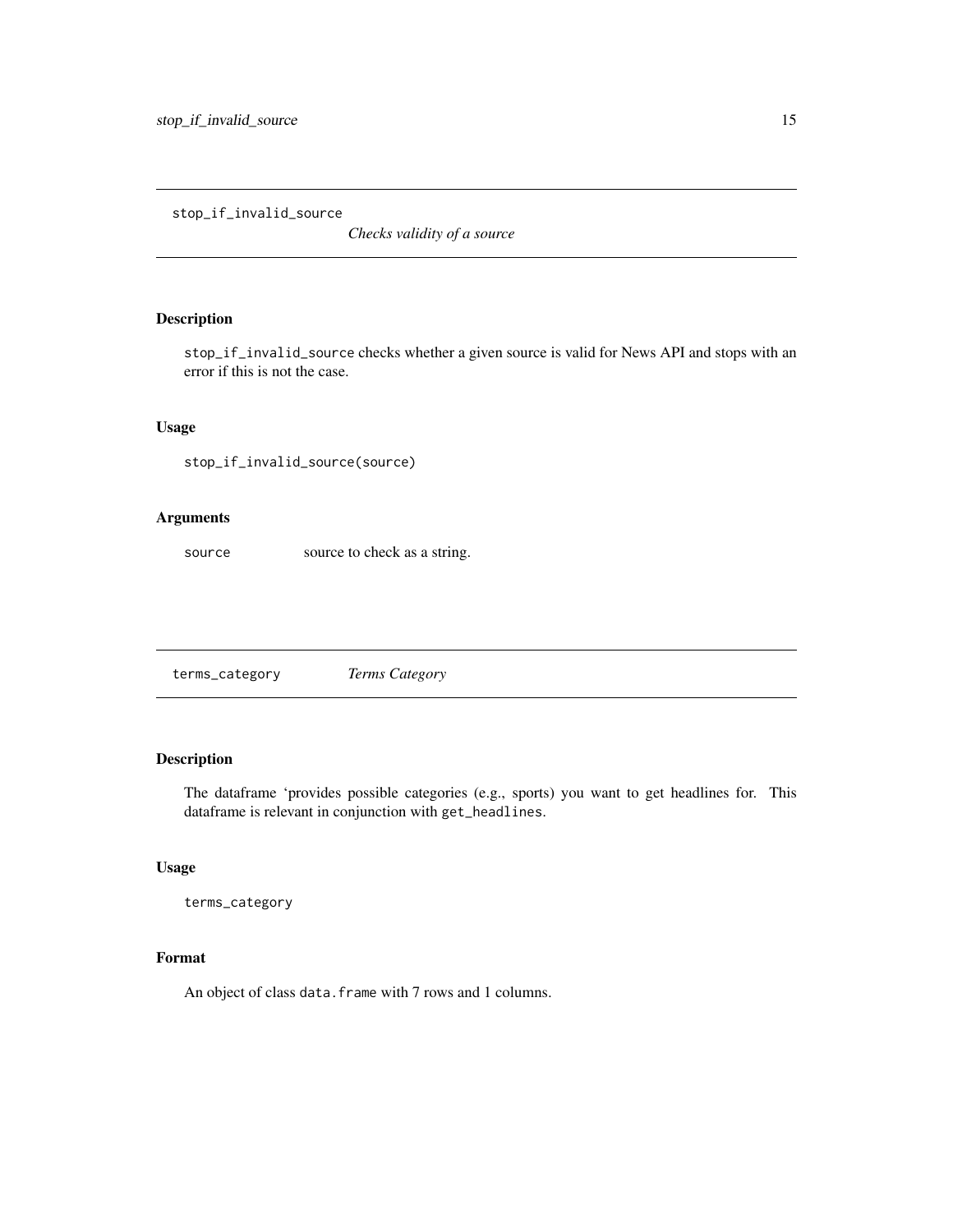## stop_if_invalid_source — *Checks validity of a source*

### Description

stop_if_invalid_source checks whether a given source is valid for News API and stops with an error if this is not the case.

### Usage

```
stop_if_invalid_source(source)
```

### Arguments

| | |
|---|---|
| source | source to check as a string. |

## terms_category — *Terms Category*

### Description

The dataframe 'provides possible categories (e.g., sports) you want to get headlines for. This dataframe is relevant in conjunction with get_headlines.

### Usage

```
terms_category
```

### Format

An object of class data.frame with 7 rows and 1 columns.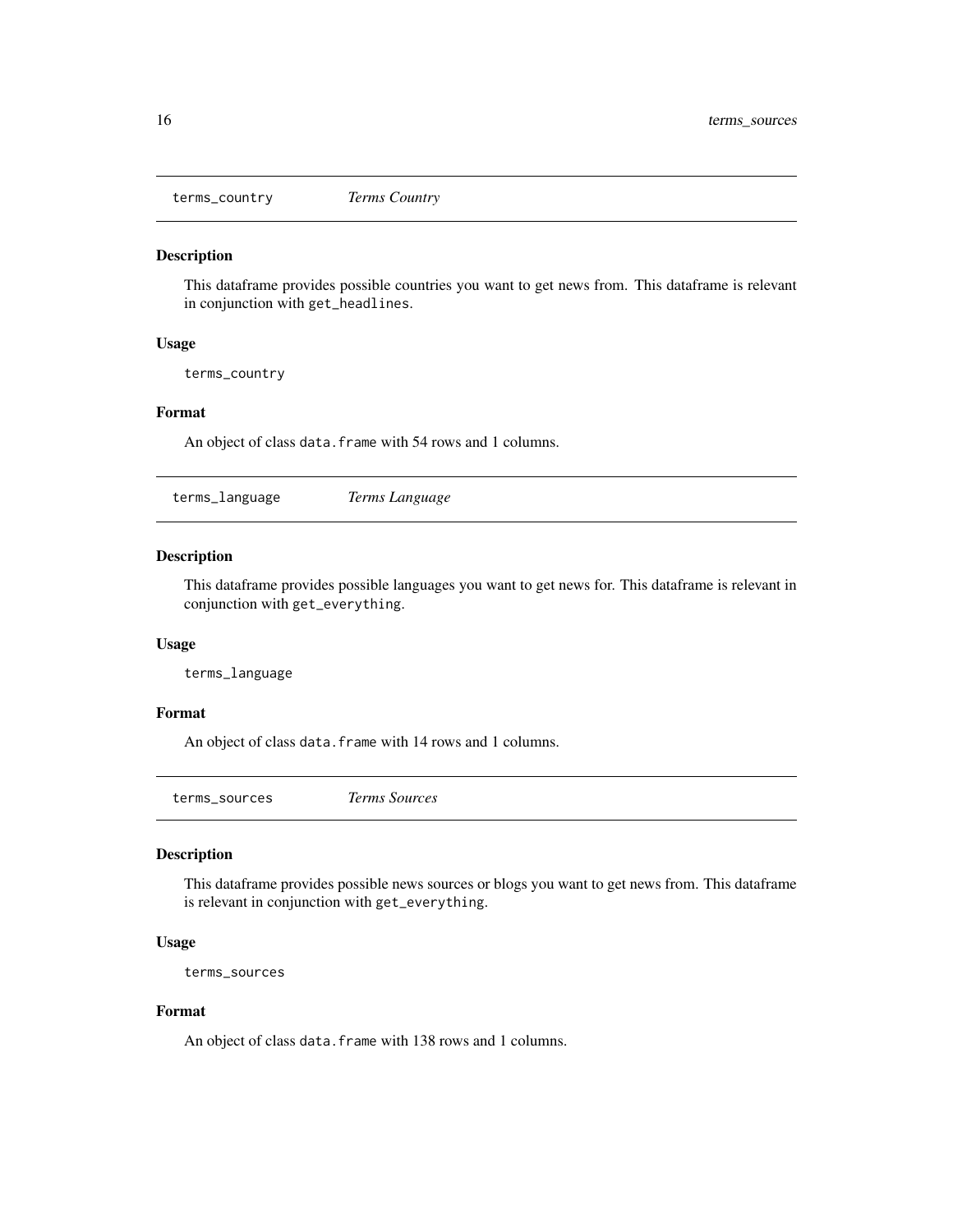## terms_country *Terms Country*

### Description

This dataframe provides possible countries you want to get news from. This dataframe is relevant in conjunction with `get_headlines`.

### Usage

```
terms_country
```

### Format

An object of class `data.frame` with 54 rows and 1 columns.

## terms_language *Terms Language*

### Description

This dataframe provides possible languages you want to get news for. This dataframe is relevant in conjunction with `get_everything`.

### Usage

```
terms_language
```

### Format

An object of class `data.frame` with 14 rows and 1 columns.

## terms_sources *Terms Sources*

### Description

This dataframe provides possible news sources or blogs you want to get news from. This dataframe is relevant in conjunction with `get_everything`.

### Usage

```
terms_sources
```

### Format

An object of class `data.frame` with 138 rows and 1 columns.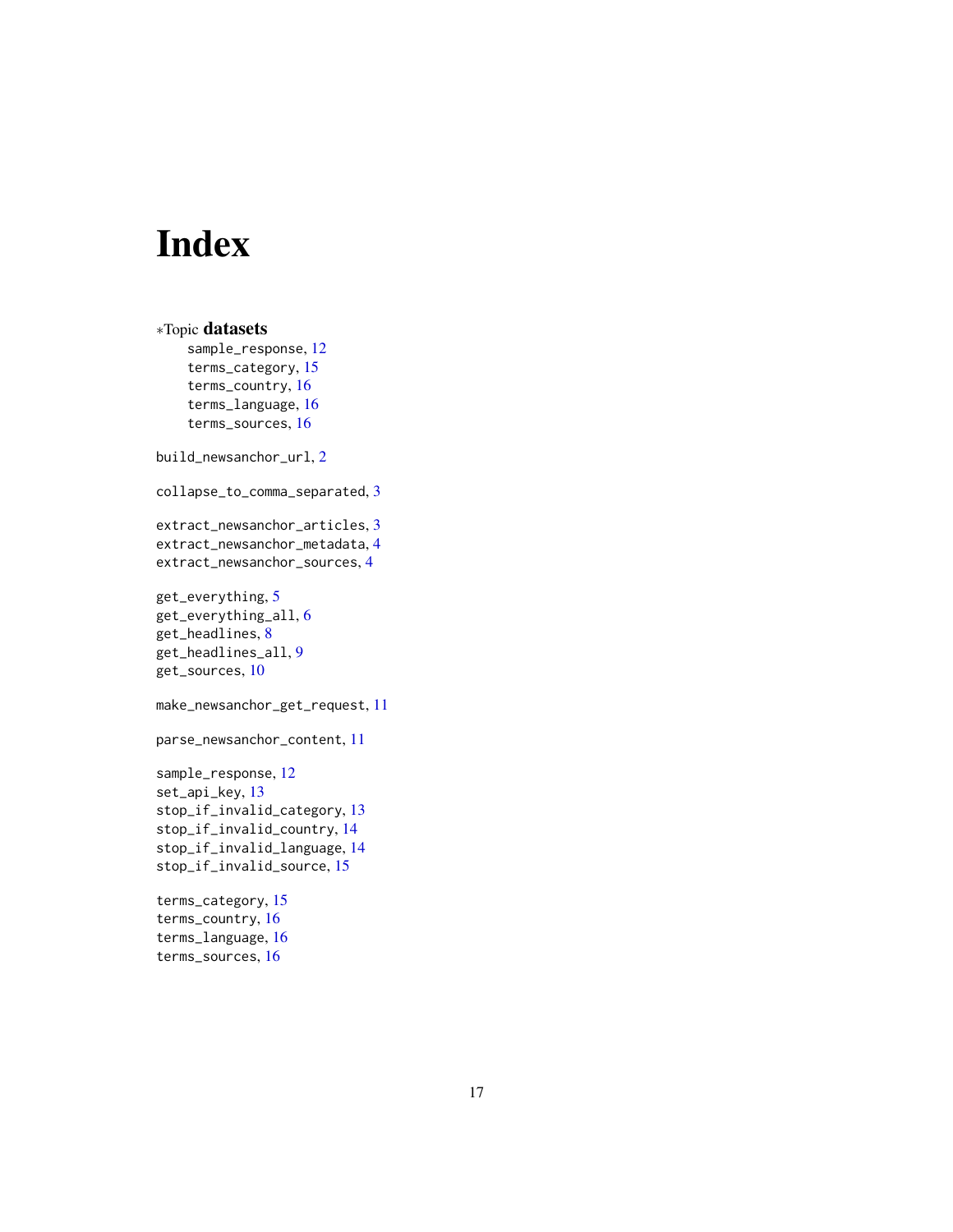# Index

*Topic **datasets**
    sample_response, 12
    terms_category, 15
    terms_country, 16
    terms_language, 16
    terms_sources, 16

build_newsanchor_url, 2

collapse_to_comma_separated, 3

extract_newsanchor_articles, 3
extract_newsanchor_metadata, 4
extract_newsanchor_sources, 4

get_everything, 5
get_everything_all, 6
get_headlines, 8
get_headlines_all, 9
get_sources, 10

make_newsanchor_get_request, 11

parse_newsanchor_content, 11

sample_response, 12
set_api_key, 13
stop_if_invalid_category, 13
stop_if_invalid_country, 14
stop_if_invalid_language, 14
stop_if_invalid_source, 15

terms_category, 15
terms_country, 16
terms_language, 16
terms_sources, 16